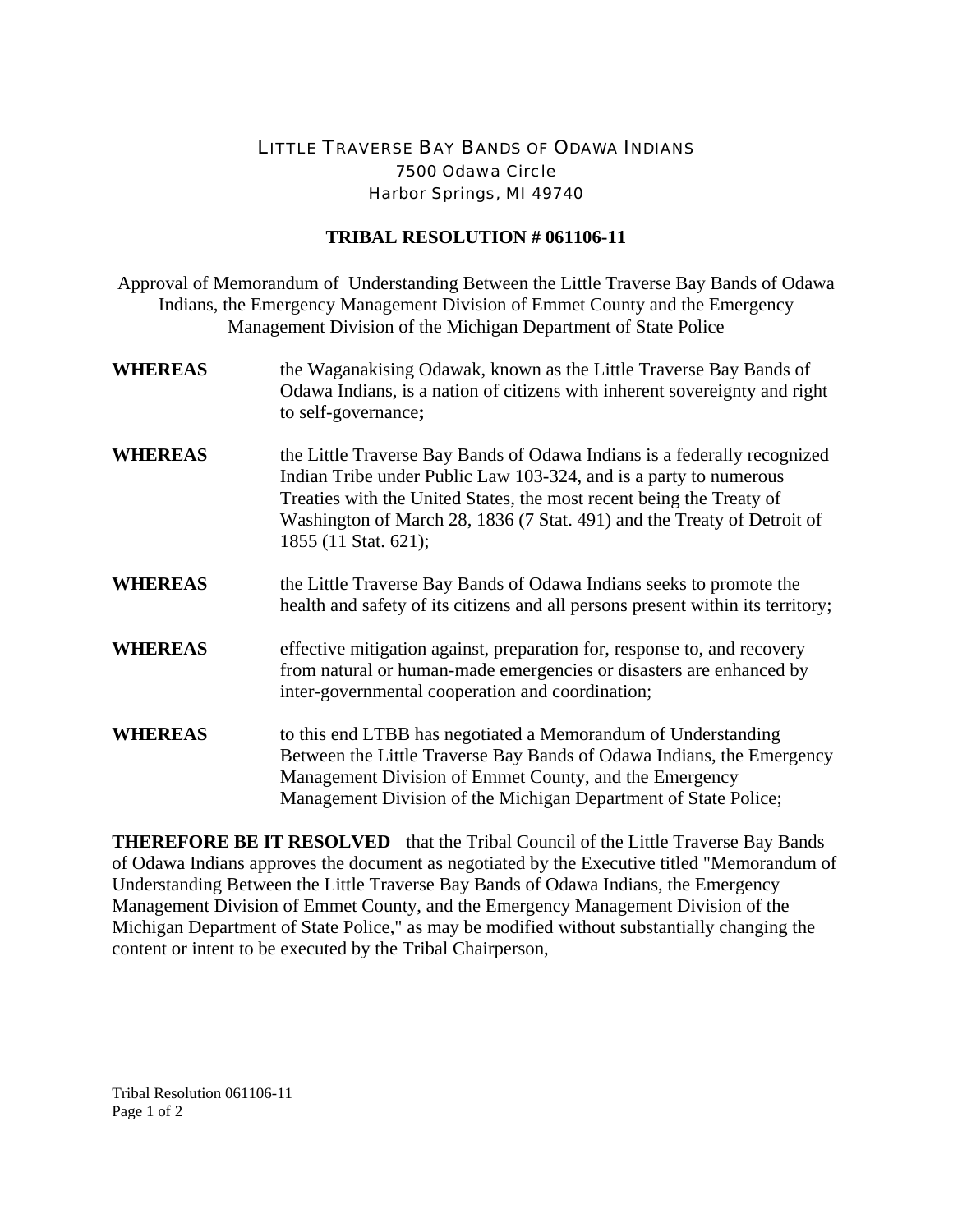LITTLE TRAVERSE BAY BANDS OF ODAWA INDIANS
7500 Odawa Circle
Harbor Springs, MI 49740

**TRIBAL RESOLUTION # 061106-11**

Approval of Memorandum of Understanding Between the Little Traverse Bay Bands of Odawa Indians, the Emergency Management Division of Emmet County and the Emergency Management Division of the Michigan Department of State Police

**WHEREAS** the Waganakising Odawak, known as the Little Traverse Bay Bands of Odawa Indians, is a nation of citizens with inherent sovereignty and right to self-governance**;**

**WHEREAS** the Little Traverse Bay Bands of Odawa Indians is a federally recognized Indian Tribe under Public Law 103-324, and is a party to numerous Treaties with the United States, the most recent being the Treaty of Washington of March 28, 1836 (7 Stat. 491) and the Treaty of Detroit of 1855 (11 Stat. 621);

**WHEREAS** the Little Traverse Bay Bands of Odawa Indians seeks to promote the health and safety of its citizens and all persons present within its territory;

**WHEREAS** effective mitigation against, preparation for, response to, and recovery from natural or human-made emergencies or disasters are enhanced by inter-governmental cooperation and coordination;

**WHEREAS** to this end LTBB has negotiated a Memorandum of Understanding Between the Little Traverse Bay Bands of Odawa Indians, the Emergency Management Division of Emmet County, and the Emergency Management Division of the Michigan Department of State Police;

**THEREFORE BE IT RESOLVED** that the Tribal Council of the Little Traverse Bay Bands of Odawa Indians approves the document as negotiated by the Executive titled "Memorandum of Understanding Between the Little Traverse Bay Bands of Odawa Indians, the Emergency Management Division of Emmet County, and the Emergency Management Division of the Michigan Department of State Police," as may be modified without substantially changing the content or intent to be executed by the Tribal Chairperson,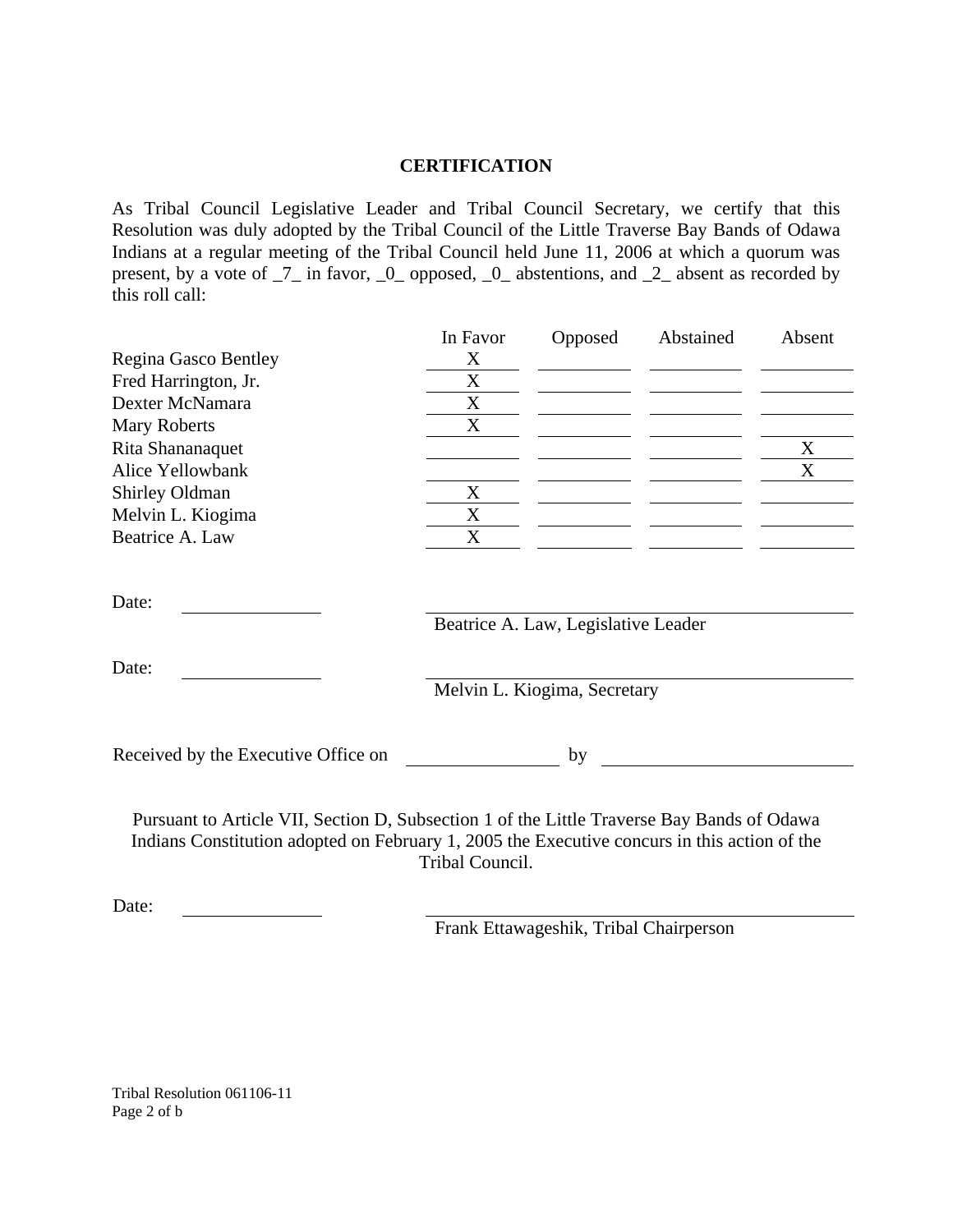**CERTIFICATION**

As Tribal Council Legislative Leader and Tribal Council Secretary, we certify that this Resolution was duly adopted by the Tribal Council of the Little Traverse Bay Bands of Odawa Indians at a regular meeting of the Tribal Council held June 11, 2006 at which a quorum was present, by a vote of _7_ in favor, _0_ opposed, _0_ abstentions, and _2_ absent as recorded by this roll call:

| | In Favor | Opposed | Abstained | Absent |
|---|---|---|---|---|
| Regina Gasco Bentley | X | | | |
| Fred Harrington, Jr. | X | | | |
| Dexter McNamara | X | | | |
| Mary Roberts | X | | | |
| Rita Shananaquet | | | | X |
| Alice Yellowbank | | | | X |
| Shirley Oldman | X | | | |
| Melvin L. Kiogima | X | | | |
| Beatrice A. Law | X | | | |

Date: ______________ ______________________________
Beatrice A. Law, Legislative Leader

Date: ______________ ______________________________
Melvin L. Kiogima, Secretary

Received by the Executive Office on ______________ by ______________________

Pursuant to Article VII, Section D, Subsection 1 of the Little Traverse Bay Bands of Odawa Indians Constitution adopted on February 1, 2005 the Executive concurs in this action of the Tribal Council.

Date: ______________ ______________________________
Frank Ettawageshik, Tribal Chairperson

Tribal Resolution 061106-11